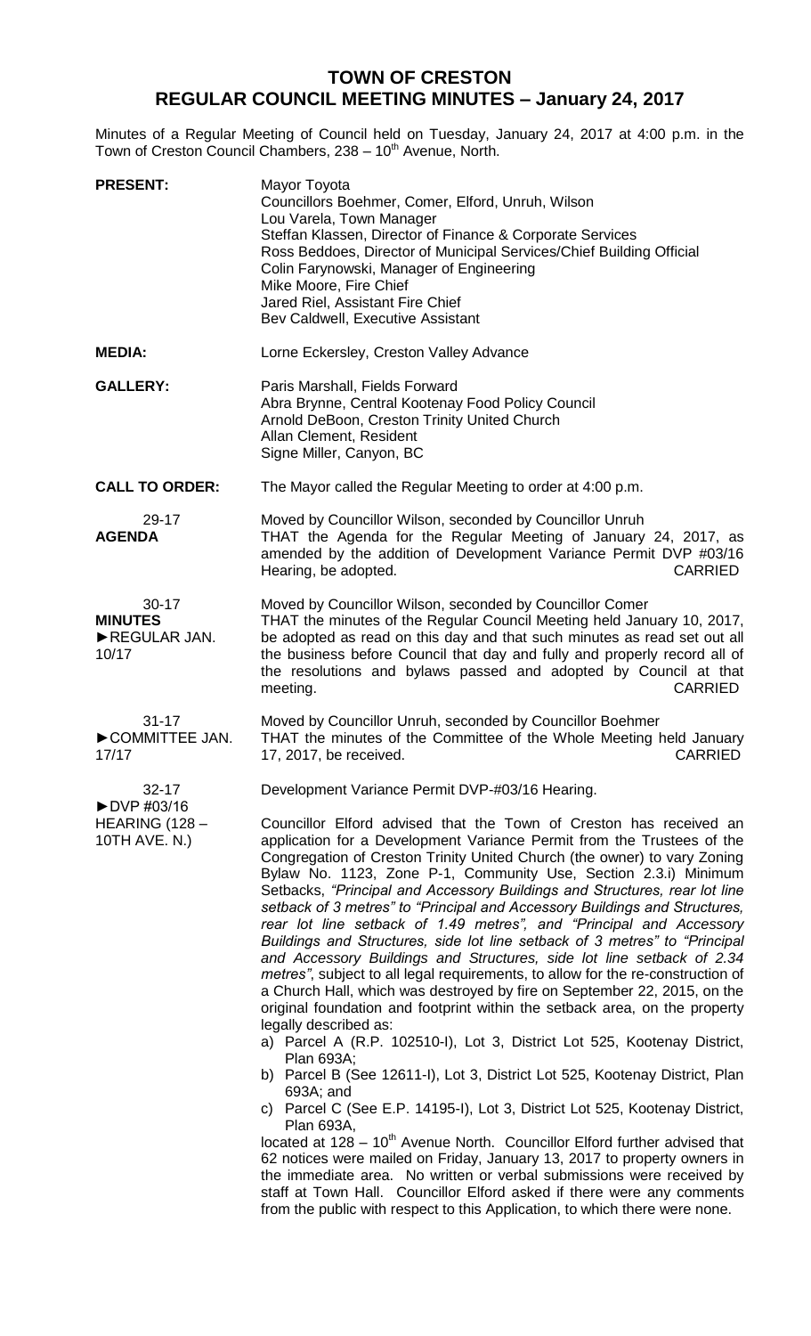# TOWN OF CRESTON
## REGULAR COUNCIL MEETING MINUTES – January 24, 2017

Minutes of a Regular Meeting of Council held on Tuesday, January 24, 2017 at 4:00 p.m. in the Town of Creston Council Chambers, 238 – 10th Avenue, North.

**PRESENT:**
Mayor Toyota
Councillors Boehmer, Comer, Elford, Unruh, Wilson
Lou Varela, Town Manager
Steffan Klassen, Director of Finance & Corporate Services
Ross Beddoes, Director of Municipal Services/Chief Building Official
Colin Farynowski, Manager of Engineering
Mike Moore, Fire Chief
Jared Riel, Assistant Fire Chief
Bev Caldwell, Executive Assistant

**MEDIA:**
Lorne Eckersley, Creston Valley Advance

**GALLERY:**
Paris Marshall, Fields Forward
Abra Brynne, Central Kootenay Food Policy Council
Arnold DeBoon, Creston Trinity United Church
Allan Clement, Resident
Signe Miller, Canyon, BC

**CALL TO ORDER:**
The Mayor called the Regular Meeting to order at 4:00 p.m.

**29-17**
**AGENDA**

Moved by Councillor Wilson, seconded by Councillor Unruh
THAT the Agenda for the Regular Meeting of January 24, 2017, as amended by the addition of Development Variance Permit DVP #03/16 Hearing, be adopted. CARRIED

**30-17**
**MINUTES**
►REGULAR JAN. 10/17

Moved by Councillor Wilson, seconded by Councillor Comer
THAT the minutes of the Regular Council Meeting held January 10, 2017, be adopted as read on this day and that such minutes as read set out all the business before Council that day and fully and properly record all of the resolutions and bylaws passed and adopted by Council at that meeting. CARRIED

**31-17**
►COMMITTEE JAN. 17/17

Moved by Councillor Unruh, seconded by Councillor Boehmer
THAT the minutes of the Committee of the Whole Meeting held January 17, 2017, be received. CARRIED

**32-17**
►DVP #03/16 HEARING (128 – 10TH AVE. N.)

Development Variance Permit DVP-#03/16 Hearing.

Councillor Elford advised that the Town of Creston has received an application for a Development Variance Permit from the Trustees of the Congregation of Creston Trinity United Church (the owner) to vary Zoning Bylaw No. 1123, Zone P-1, Community Use, Section 2.3.i) Minimum Setbacks, *"Principal and Accessory Buildings and Structures, rear lot line setback of 3 metres" to "Principal and Accessory Buildings and Structures, rear lot line setback of 1.49 metres", and "Principal and Accessory Buildings and Structures, side lot line setback of 3 metres" to "Principal and Accessory Buildings and Structures, side lot line setback of 2.34 metres"*, subject to all legal requirements, to allow for the re-construction of a Church Hall, which was destroyed by fire on September 22, 2015, on the original foundation and footprint within the setback area, on the property legally described as:

a) Parcel A (R.P. 102510-I), Lot 3, District Lot 525, Kootenay District, Plan 693A;
b) Parcel B (See 12611-I), Lot 3, District Lot 525, Kootenay District, Plan 693A; and
c) Parcel C (See E.P. 14195-I), Lot 3, District Lot 525, Kootenay District, Plan 693A,

located at 128 – 10th Avenue North. Councillor Elford further advised that 62 notices were mailed on Friday, January 13, 2017 to property owners in the immediate area. No written or verbal submissions were received by staff at Town Hall. Councillor Elford asked if there were any comments from the public with respect to this Application, to which there were none.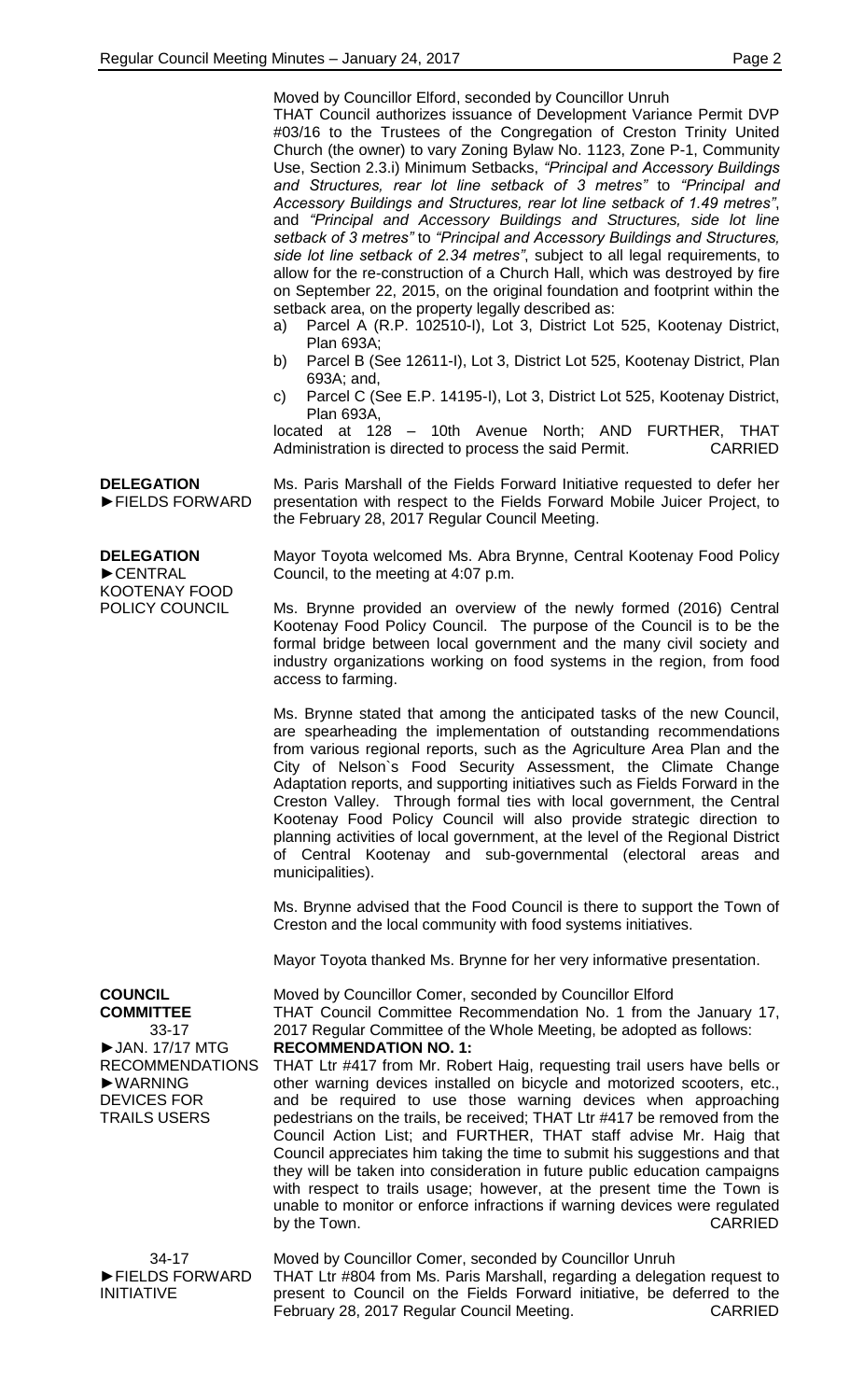Moved by Councillor Elford, seconded by Councillor Unruh

THAT Council authorizes issuance of Development Variance Permit DVP #03/16 to the Trustees of the Congregation of Creston Trinity United Church (the owner) to vary Zoning Bylaw No. 1123, Zone P-1, Community Use, Section 2.3.i) Minimum Setbacks, *"Principal and Accessory Buildings and Structures, rear lot line setback of 3 metres"* to *"Principal and Accessory Buildings and Structures, rear lot line setback of 1.49 metres"*, and *"Principal and Accessory Buildings and Structures, side lot line setback of 3 metres"* to *"Principal and Accessory Buildings and Structures, side lot line setback of 2.34 metres"*, subject to all legal requirements, to allow for the re-construction of a Church Hall, which was destroyed by fire on September 22, 2015, on the original foundation and footprint within the setback area, on the property legally described as:

a) Parcel A (R.P. 102510-I), Lot 3, District Lot 525, Kootenay District, Plan 693A;
b) Parcel B (See 12611-I), Lot 3, District Lot 525, Kootenay District, Plan 693A; and,
c) Parcel C (See E.P. 14195-I), Lot 3, District Lot 525, Kootenay District, Plan 693A,

located at 128 – 10th Avenue North; AND FURTHER, THAT Administration is directed to process the said Permit. CARRIED

**DELEGATION**
**►FIELDS FORWARD**

Ms. Paris Marshall of the Fields Forward Initiative requested to defer her presentation with respect to the Fields Forward Mobile Juicer Project, to the February 28, 2017 Regular Council Meeting.

**DELEGATION**
**►CENTRAL KOOTENAY FOOD POLICY COUNCIL**

Mayor Toyota welcomed Ms. Abra Brynne, Central Kootenay Food Policy Council, to the meeting at 4:07 p.m.

Ms. Brynne provided an overview of the newly formed (2016) Central Kootenay Food Policy Council. The purpose of the Council is to be the formal bridge between local government and the many civil society and industry organizations working on food systems in the region, from food access to farming.

Ms. Brynne stated that among the anticipated tasks of the new Council, are spearheading the implementation of outstanding recommendations from various regional reports, such as the Agriculture Area Plan and the City of Nelson`s Food Security Assessment, the Climate Change Adaptation reports, and supporting initiatives such as Fields Forward in the Creston Valley. Through formal ties with local government, the Central Kootenay Food Policy Council will also provide strategic direction to planning activities of local government, at the level of the Regional District of Central Kootenay and sub-governmental (electoral areas and municipalities).

Ms. Brynne advised that the Food Council is there to support the Town of Creston and the local community with food systems initiatives.

Mayor Toyota thanked Ms. Brynne for her very informative presentation.

**COUNCIL COMMITTEE**
33-17
►JAN. 17/17 MTG RECOMMENDATIONS
►WARNING DEVICES FOR TRAILS USERS

Moved by Councillor Comer, seconded by Councillor Elford

THAT Council Committee Recommendation No. 1 from the January 17, 2017 Regular Committee of the Whole Meeting, be adopted as follows:

**RECOMMENDATION NO. 1:**

THAT Ltr #417 from Mr. Robert Haig, requesting trail users have bells or other warning devices installed on bicycle and motorized scooters, etc., and be required to use those warning devices when approaching pedestrians on the trails, be received; THAT Ltr #417 be removed from the Council Action List; and FURTHER, THAT staff advise Mr. Haig that Council appreciates him taking the time to submit his suggestions and that they will be taken into consideration in future public education campaigns with respect to trails usage; however, at the present time the Town is unable to monitor or enforce infractions if warning devices were regulated by the Town. CARRIED

34-17
►FIELDS FORWARD INITIATIVE

Moved by Councillor Comer, seconded by Councillor Unruh

THAT Ltr #804 from Ms. Paris Marshall, regarding a delegation request to present to Council on the Fields Forward initiative, be deferred to the February 28, 2017 Regular Council Meeting. CARRIED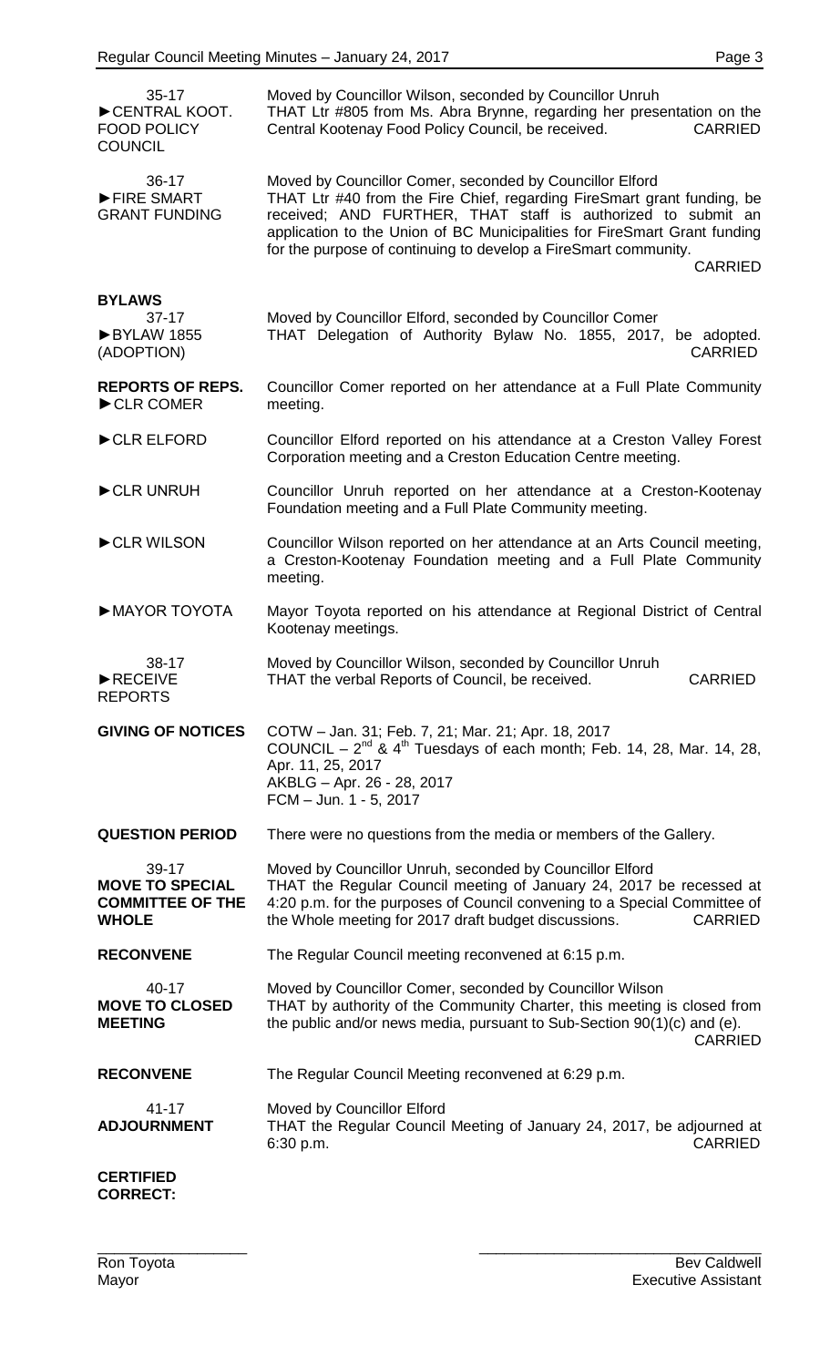35-17
►CENTRAL KOOT. FOOD POLICY COUNCIL

Moved by Councillor Wilson, seconded by Councillor Unruh
THAT Ltr #805 from Ms. Abra Brynne, regarding her presentation on the Central Kootenay Food Policy Council, be received. CARRIED

36-17
►FIRE SMART GRANT FUNDING

Moved by Councillor Comer, seconded by Councillor Elford
THAT Ltr #40 from the Fire Chief, regarding FireSmart grant funding, be received; AND FURTHER, THAT staff is authorized to submit an application to the Union of BC Municipalities for FireSmart Grant funding for the purpose of continuing to develop a FireSmart community. CARRIED

**BYLAWS**

37-17
►BYLAW 1855 (ADOPTION)

Moved by Councillor Elford, seconded by Councillor Comer
THAT Delegation of Authority Bylaw No. 1855, 2017, be adopted. CARRIED

**REPORTS OF REPS.**

►CLR COMER

Councillor Comer reported on her attendance at a Full Plate Community meeting.

►CLR ELFORD

Councillor Elford reported on his attendance at a Creston Valley Forest Corporation meeting and a Creston Education Centre meeting.

►CLR UNRUH

Councillor Unruh reported on her attendance at a Creston-Kootenay Foundation meeting and a Full Plate Community meeting.

►CLR WILSON

Councillor Wilson reported on her attendance at an Arts Council meeting, a Creston-Kootenay Foundation meeting and a Full Plate Community meeting.

►MAYOR TOYOTA

Mayor Toyota reported on his attendance at Regional District of Central Kootenay meetings.

38-17
►RECEIVE REPORTS

Moved by Councillor Wilson, seconded by Councillor Unruh
THAT the verbal Reports of Council, be received. CARRIED

**GIVING OF NOTICES**

COTW – Jan. 31; Feb. 7, 21; Mar. 21; Apr. 18, 2017
COUNCIL – 2nd & 4th Tuesdays of each month; Feb. 14, 28, Mar. 14, 28, Apr. 11, 25, 2017
AKBLG – Apr. 26 - 28, 2017
FCM – Jun. 1 - 5, 2017

**QUESTION PERIOD**

There were no questions from the media or members of the Gallery.

39-17
**MOVE TO SPECIAL COMMITTEE OF THE WHOLE**

Moved by Councillor Unruh, seconded by Councillor Elford
THAT the Regular Council meeting of January 24, 2017 be recessed at 4:20 p.m. for the purposes of Council convening to a Special Committee of the Whole meeting for 2017 draft budget discussions. CARRIED

**RECONVENE**

The Regular Council meeting reconvened at 6:15 p.m.

40-17
**MOVE TO CLOSED MEETING**

Moved by Councillor Comer, seconded by Councillor Wilson
THAT by authority of the Community Charter, this meeting is closed from the public and/or news media, pursuant to Sub-Section 90(1)(c) and (e). CARRIED

**RECONVENE**

The Regular Council Meeting reconvened at 6:29 p.m.

41-17
**ADJOURNMENT**

Moved by Councillor Elford
THAT the Regular Council Meeting of January 24, 2017, be adjourned at 6:30 p.m. CARRIED

**CERTIFIED CORRECT:**

\_\_\_\_\_\_\_\_\_\_\_\_\_\_\_\_\_\_
Ron Toyota
Mayor

\_\_\_\_\_\_\_\_\_\_\_\_\_\_\_\_\_\_
Bev Caldwell
Executive Assistant